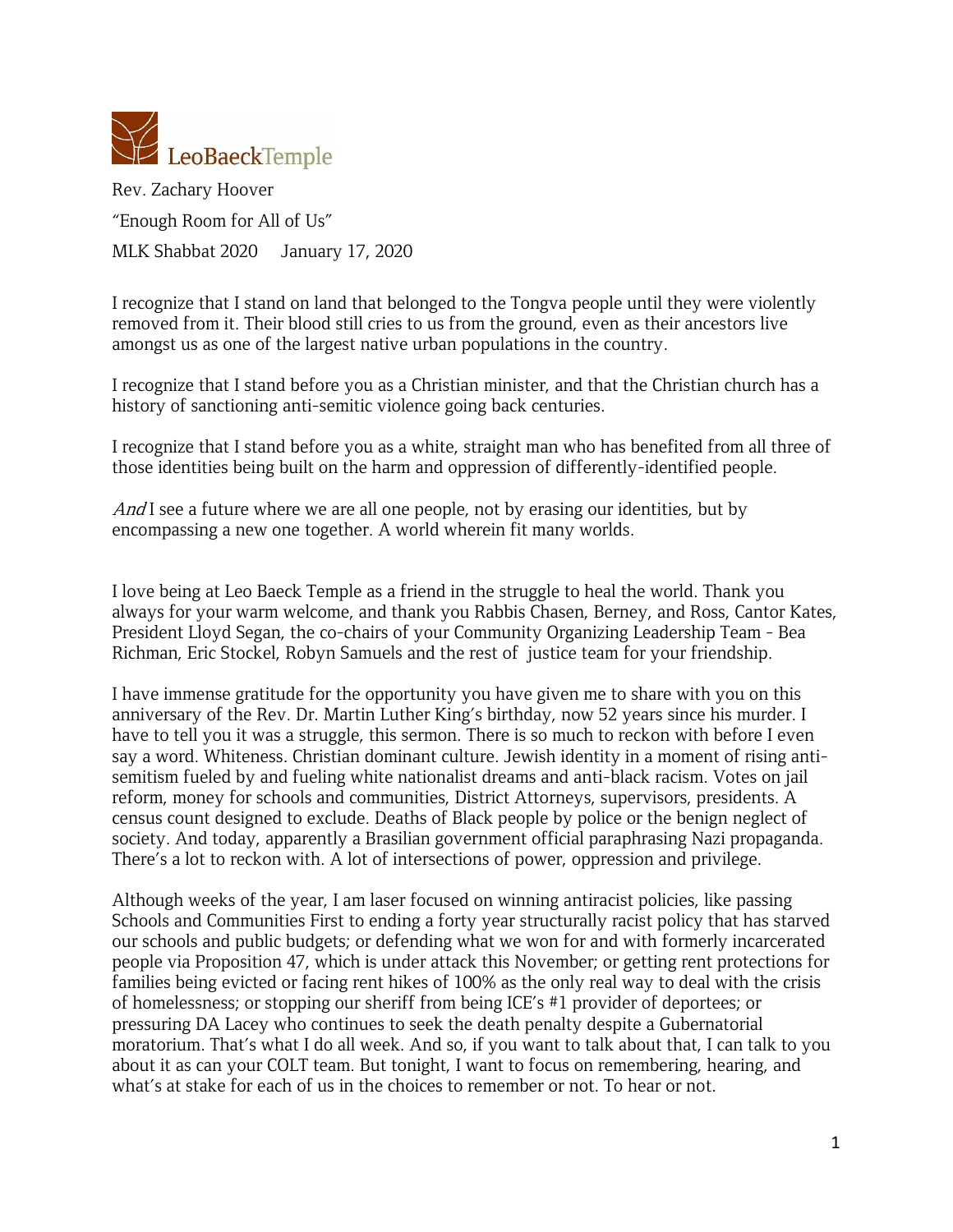LeoBaeckTemple

Rev. Zachary Hoover

"Enough Room for All of Us"

MLK Shabbat 2020 January 17, 2020

I recognize that I stand on land that belonged to the Tongva people until they were violently removed from it. Their blood still cries to us from the ground, even as their ancestors live amongst us as one of the largest native urban populations in the country.

I recognize that I stand before you as a Christian minister, and that the Christian church has a history of sanctioning anti-semitic violence going back centuries.

I recognize that I stand before you as a white, straight man who has benefited from all three of those identities being built on the harm and oppression of differently-identified people.

*And* I see a future where we are all one people, not by erasing our identities, but by encompassing a new one together. A world wherein fit many worlds.

I love being at Leo Baeck Temple as a friend in the struggle to heal the world. Thank you always for your warm welcome, and thank you Rabbis Chasen, Berney, and Ross, Cantor Kates, President Lloyd Segan, the co-chairs of your Community Organizing Leadership Team - Bea Richman, Eric Stockel, Robyn Samuels and the rest of justice team for your friendship.

I have immense gratitude for the opportunity you have given me to share with you on this anniversary of the Rev. Dr. Martin Luther King's birthday, now 52 years since his murder. I have to tell you it was a struggle, this sermon. There is so much to reckon with before I even say a word. Whiteness. Christian dominant culture. Jewish identity in a moment of rising anti-semitism fueled by and fueling white nationalist dreams and anti-black racism. Votes on jail reform, money for schools and communities, District Attorneys, supervisors, presidents. A census count designed to exclude. Deaths of Black people by police or the benign neglect of society. And today, apparently a Brasilian government official paraphrasing Nazi propaganda. There's a lot to reckon with. A lot of intersections of power, oppression and privilege.

Although weeks of the year, I am laser focused on winning antiracist policies, like passing Schools and Communities First to ending a forty year structurally racist policy that has starved our schools and public budgets; or defending what we won for and with formerly incarcerated people via Proposition 47, which is under attack this November; or getting rent protections for families being evicted or facing rent hikes of 100% as the only real way to deal with the crisis of homelessness; or stopping our sheriff from being ICE's #1 provider of deportees; or pressuring DA Lacey who continues to seek the death penalty despite a Gubernatorial moratorium. That's what I do all week. And so, if you want to talk about that, I can talk to you about it as can your COLT team. But tonight, I want to focus on remembering, hearing, and what's at stake for each of us in the choices to remember or not. To hear or not.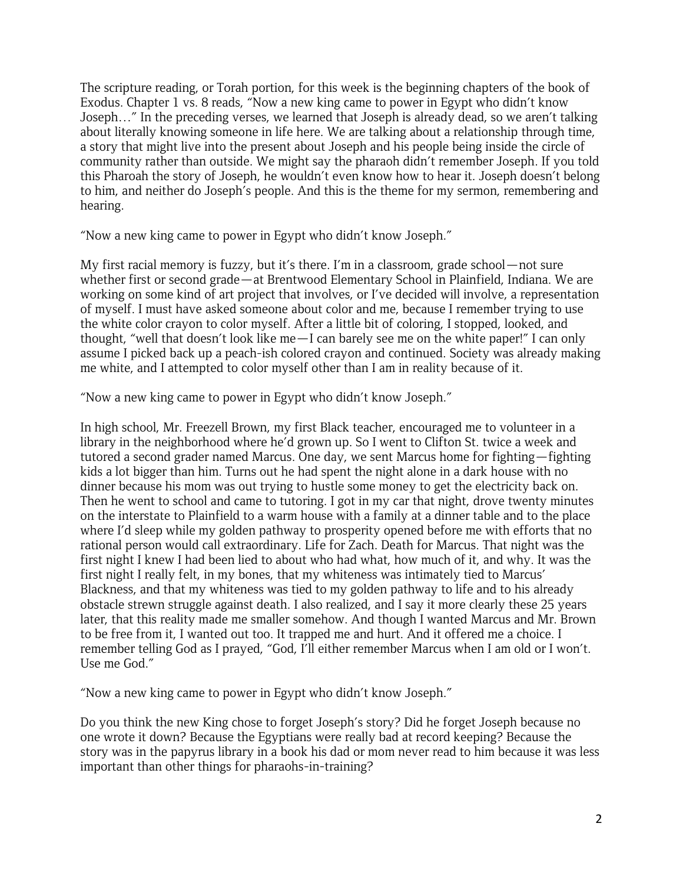The scripture reading, or Torah portion, for this week is the beginning chapters of the book of Exodus. Chapter 1 vs. 8 reads, "Now a new king came to power in Egypt who didn't know Joseph…" In the preceding verses, we learned that Joseph is already dead, so we aren't talking about literally knowing someone in life here. We are talking about a relationship through time, a story that might live into the present about Joseph and his people being inside the circle of community rather than outside. We might say the pharaoh didn't remember Joseph. If you told this Pharoah the story of Joseph, he wouldn't even know how to hear it. Joseph doesn't belong to him, and neither do Joseph's people. And this is the theme for my sermon, remembering and hearing.

"Now a new king came to power in Egypt who didn't know Joseph."

My first racial memory is fuzzy, but it's there. I'm in a classroom, grade school—not sure whether first or second grade—at Brentwood Elementary School in Plainfield, Indiana. We are working on some kind of art project that involves, or I've decided will involve, a representation of myself. I must have asked someone about color and me, because I remember trying to use the white color crayon to color myself. After a little bit of coloring, I stopped, looked, and thought, "well that doesn't look like me—I can barely see me on the white paper!" I can only assume I picked back up a peach-ish colored crayon and continued. Society was already making me white, and I attempted to color myself other than I am in reality because of it.

"Now a new king came to power in Egypt who didn't know Joseph."

In high school, Mr. Freezell Brown, my first Black teacher, encouraged me to volunteer in a library in the neighborhood where he'd grown up. So I went to Clifton St. twice a week and tutored a second grader named Marcus. One day, we sent Marcus home for fighting—fighting kids a lot bigger than him. Turns out he had spent the night alone in a dark house with no dinner because his mom was out trying to hustle some money to get the electricity back on. Then he went to school and came to tutoring. I got in my car that night, drove twenty minutes on the interstate to Plainfield to a warm house with a family at a dinner table and to the place where I'd sleep while my golden pathway to prosperity opened before me with efforts that no rational person would call extraordinary. Life for Zach. Death for Marcus. That night was the first night I knew I had been lied to about who had what, how much of it, and why. It was the first night I really felt, in my bones, that my whiteness was intimately tied to Marcus' Blackness, and that my whiteness was tied to my golden pathway to life and to his already obstacle strewn struggle against death. I also realized, and I say it more clearly these 25 years later, that this reality made me smaller somehow. And though I wanted Marcus and Mr. Brown to be free from it, I wanted out too. It trapped me and hurt. And it offered me a choice. I remember telling God as I prayed, "God, I'll either remember Marcus when I am old or I won't. Use me God."

"Now a new king came to power in Egypt who didn't know Joseph."

Do you think the new King chose to forget Joseph's story? Did he forget Joseph because no one wrote it down? Because the Egyptians were really bad at record keeping? Because the story was in the papyrus library in a book his dad or mom never read to him because it was less important than other things for pharaohs-in-training?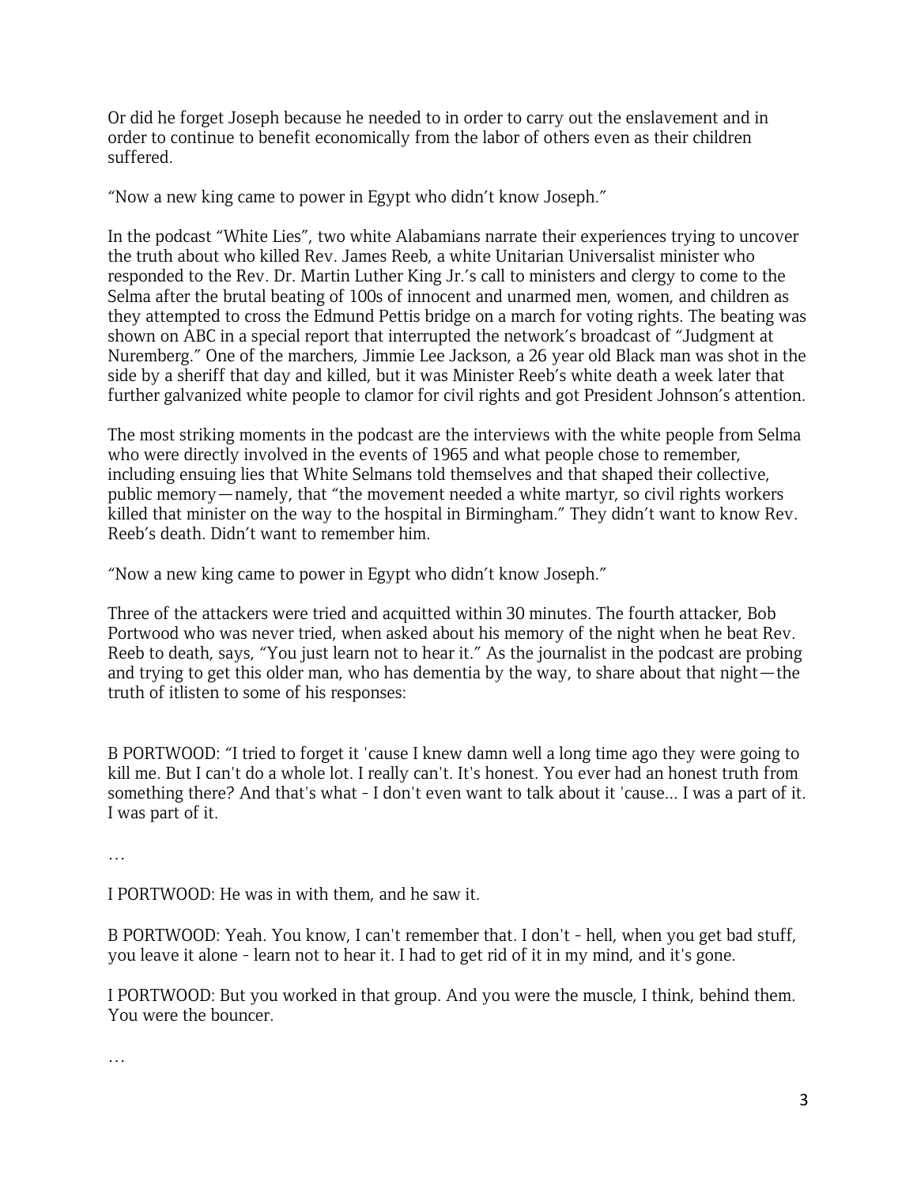Or did he forget Joseph because he needed to in order to carry out the enslavement and in order to continue to benefit economically from the labor of others even as their children suffered.

"Now a new king came to power in Egypt who didn't know Joseph."

In the podcast "White Lies", two white Alabamians narrate their experiences trying to uncover the truth about who killed Rev. James Reeb, a white Unitarian Universalist minister who responded to the Rev. Dr. Martin Luther King Jr.'s call to ministers and clergy to come to the Selma after the brutal beating of 100s of innocent and unarmed men, women, and children as they attempted to cross the Edmund Pettis bridge on a march for voting rights. The beating was shown on ABC in a special report that interrupted the network's broadcast of "Judgment at Nuremberg." One of the marchers, Jimmie Lee Jackson, a 26 year old Black man was shot in the side by a sheriff that day and killed, but it was Minister Reeb's white death a week later that further galvanized white people to clamor for civil rights and got President Johnson's attention.

The most striking moments in the podcast are the interviews with the white people from Selma who were directly involved in the events of 1965 and what people chose to remember, including ensuing lies that White Selmans told themselves and that shaped their collective, public memory—namely, that "the movement needed a white martyr, so civil rights workers killed that minister on the way to the hospital in Birmingham." They didn't want to know Rev. Reeb's death. Didn't want to remember him.

"Now a new king came to power in Egypt who didn't know Joseph."

Three of the attackers were tried and acquitted within 30 minutes. The fourth attacker, Bob Portwood who was never tried, when asked about his memory of the night when he beat Rev. Reeb to death, says, "You just learn not to hear it." As the journalist in the podcast are probing and trying to get this older man, who has dementia by the way, to share about that night—the truth of itlisten to some of his responses:

B PORTWOOD: "I tried to forget it 'cause I knew damn well a long time ago they were going to kill me. But I can't do a whole lot. I really can't. It's honest. You ever had an honest truth from something there? And that's what - I don't even want to talk about it 'cause... I was a part of it. I was part of it.

…

I PORTWOOD: He was in with them, and he saw it.

B PORTWOOD: Yeah. You know, I can't remember that. I don't - hell, when you get bad stuff, you leave it alone - learn not to hear it. I had to get rid of it in my mind, and it's gone.

I PORTWOOD: But you worked in that group. And you were the muscle, I think, behind them. You were the bouncer.

…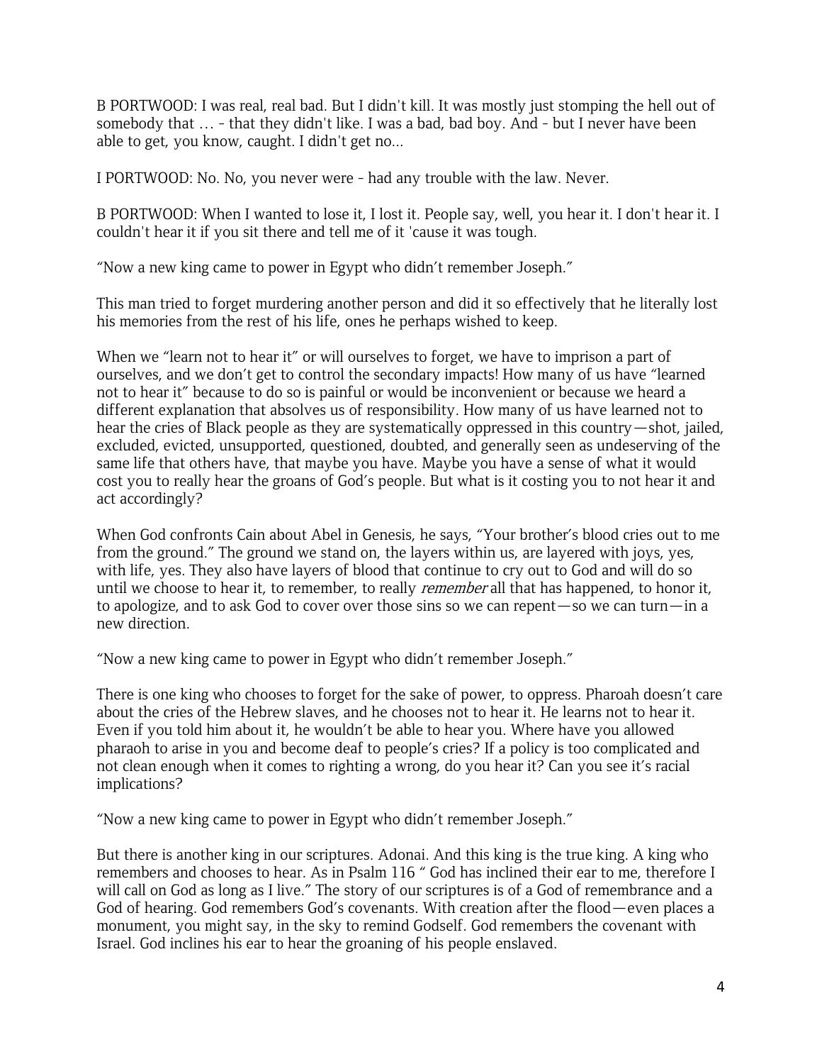B PORTWOOD: I was real, real bad. But I didn't kill. It was mostly just stomping the hell out of somebody that … - that they didn't like. I was a bad, bad boy. And - but I never have been able to get, you know, caught. I didn't get no...

I PORTWOOD: No. No, you never were - had any trouble with the law. Never.

B PORTWOOD: When I wanted to lose it, I lost it. People say, well, you hear it. I don't hear it. I couldn't hear it if you sit there and tell me of it 'cause it was tough.

"Now a new king came to power in Egypt who didn't remember Joseph."

This man tried to forget murdering another person and did it so effectively that he literally lost his memories from the rest of his life, ones he perhaps wished to keep.

When we "learn not to hear it" or will ourselves to forget, we have to imprison a part of ourselves, and we don't get to control the secondary impacts! How many of us have "learned not to hear it" because to do so is painful or would be inconvenient or because we heard a different explanation that absolves us of responsibility. How many of us have learned not to hear the cries of Black people as they are systematically oppressed in this country—shot, jailed, excluded, evicted, unsupported, questioned, doubted, and generally seen as undeserving of the same life that others have, that maybe you have. Maybe you have a sense of what it would cost you to really hear the groans of God's people. But what is it costing you to not hear it and act accordingly?

When God confronts Cain about Abel in Genesis, he says, "Your brother's blood cries out to me from the ground." The ground we stand on, the layers within us, are layered with joys, yes, with life, yes. They also have layers of blood that continue to cry out to God and will do so until we choose to hear it, to remember, to really *remember* all that has happened, to honor it, to apologize, and to ask God to cover over those sins so we can repent—so we can turn—in a new direction.

"Now a new king came to power in Egypt who didn't remember Joseph."

There is one king who chooses to forget for the sake of power, to oppress. Pharoah doesn't care about the cries of the Hebrew slaves, and he chooses not to hear it. He learns not to hear it. Even if you told him about it, he wouldn't be able to hear you. Where have you allowed pharaoh to arise in you and become deaf to people's cries? If a policy is too complicated and not clean enough when it comes to righting a wrong, do you hear it? Can you see it's racial implications?

"Now a new king came to power in Egypt who didn't remember Joseph."

But there is another king in our scriptures. Adonai. And this king is the true king. A king who remembers and chooses to hear. As in Psalm 116 " God has inclined their ear to me, therefore I will call on God as long as I live." The story of our scriptures is of a God of remembrance and a God of hearing. God remembers God's covenants. With creation after the flood—even places a monument, you might say, in the sky to remind Godself. God remembers the covenant with Israel. God inclines his ear to hear the groaning of his people enslaved.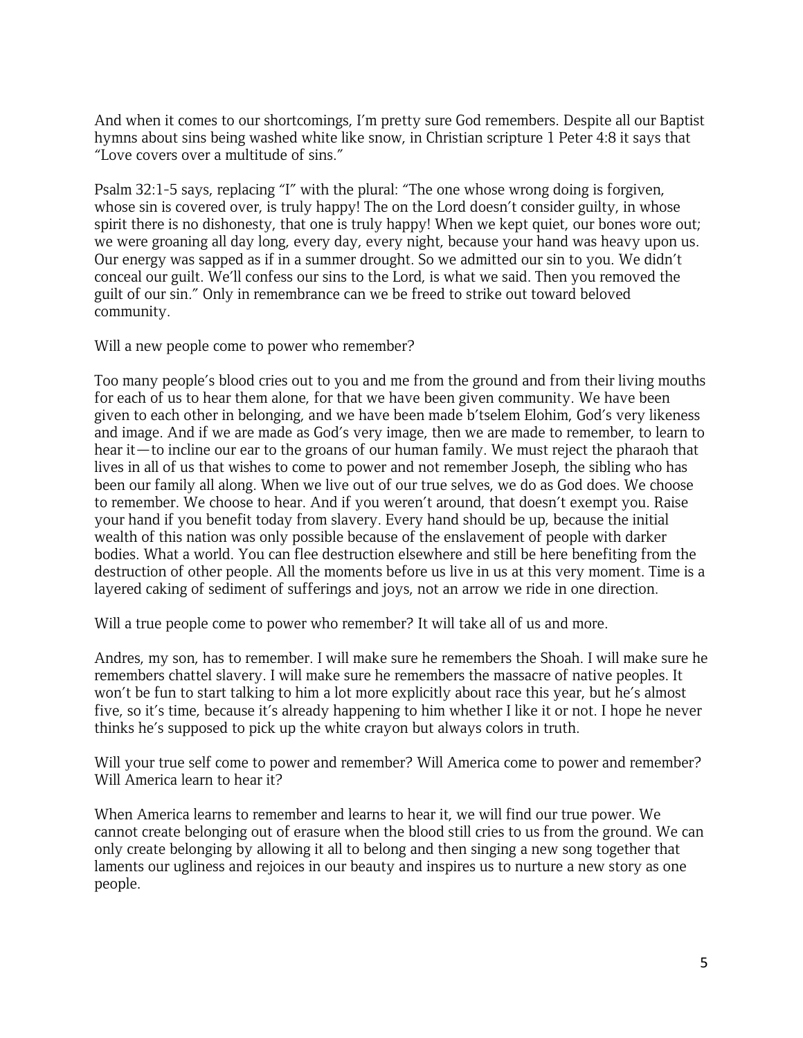And when it comes to our shortcomings, I'm pretty sure God remembers. Despite all our Baptist hymns about sins being washed white like snow, in Christian scripture 1 Peter 4:8 it says that "Love covers over a multitude of sins."

Psalm 32:1-5 says, replacing "I" with the plural: "The one whose wrong doing is forgiven, whose sin is covered over, is truly happy! The on the Lord doesn't consider guilty, in whose spirit there is no dishonesty, that one is truly happy! When we kept quiet, our bones wore out; we were groaning all day long, every day, every night, because your hand was heavy upon us. Our energy was sapped as if in a summer drought. So we admitted our sin to you. We didn't conceal our guilt. We'll confess our sins to the Lord, is what we said. Then you removed the guilt of our sin." Only in remembrance can we be freed to strike out toward beloved community.

Will a new people come to power who remember?

Too many people's blood cries out to you and me from the ground and from their living mouths for each of us to hear them alone, for that we have been given community. We have been given to each other in belonging, and we have been made b'tselem Elohim, God's very likeness and image. And if we are made as God's very image, then we are made to remember, to learn to hear it—to incline our ear to the groans of our human family. We must reject the pharaoh that lives in all of us that wishes to come to power and not remember Joseph, the sibling who has been our family all along. When we live out of our true selves, we do as God does. We choose to remember. We choose to hear. And if you weren't around, that doesn't exempt you. Raise your hand if you benefit today from slavery. Every hand should be up, because the initial wealth of this nation was only possible because of the enslavement of people with darker bodies. What a world. You can flee destruction elsewhere and still be here benefiting from the destruction of other people. All the moments before us live in us at this very moment. Time is a layered caking of sediment of sufferings and joys, not an arrow we ride in one direction.

Will a true people come to power who remember? It will take all of us and more.

Andres, my son, has to remember. I will make sure he remembers the Shoah. I will make sure he remembers chattel slavery. I will make sure he remembers the massacre of native peoples. It won't be fun to start talking to him a lot more explicitly about race this year, but he's almost five, so it's time, because it's already happening to him whether I like it or not. I hope he never thinks he's supposed to pick up the white crayon but always colors in truth.

Will your true self come to power and remember? Will America come to power and remember? Will America learn to hear it?

When America learns to remember and learns to hear it, we will find our true power. We cannot create belonging out of erasure when the blood still cries to us from the ground. We can only create belonging by allowing it all to belong and then singing a new song together that laments our ugliness and rejoices in our beauty and inspires us to nurture a new story as one people.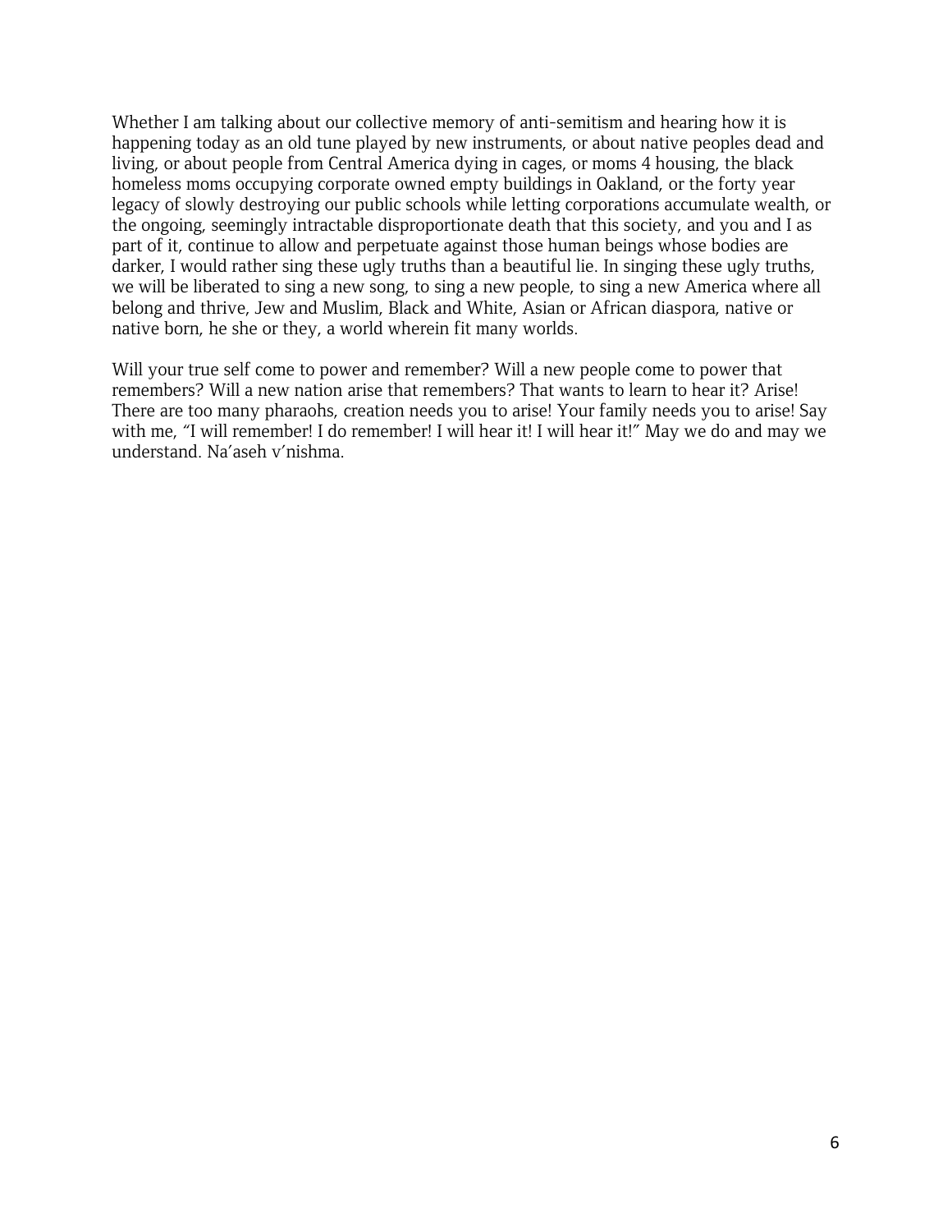Whether I am talking about our collective memory of anti-semitism and hearing how it is happening today as an old tune played by new instruments, or about native peoples dead and living, or about people from Central America dying in cages, or moms 4 housing, the black homeless moms occupying corporate owned empty buildings in Oakland, or the forty year legacy of slowly destroying our public schools while letting corporations accumulate wealth, or the ongoing, seemingly intractable disproportionate death that this society, and you and I as part of it, continue to allow and perpetuate against those human beings whose bodies are darker, I would rather sing these ugly truths than a beautiful lie. In singing these ugly truths, we will be liberated to sing a new song, to sing a new people, to sing a new America where all belong and thrive, Jew and Muslim, Black and White, Asian or African diaspora, native or native born, he she or they, a world wherein fit many worlds.

Will your true self come to power and remember? Will a new people come to power that remembers? Will a new nation arise that remembers? That wants to learn to hear it? Arise! There are too many pharaohs, creation needs you to arise! Your family needs you to arise! Say with me, "I will remember! I do remember! I will hear it! I will hear it!" May we do and may we understand. Na'aseh v'nishma.